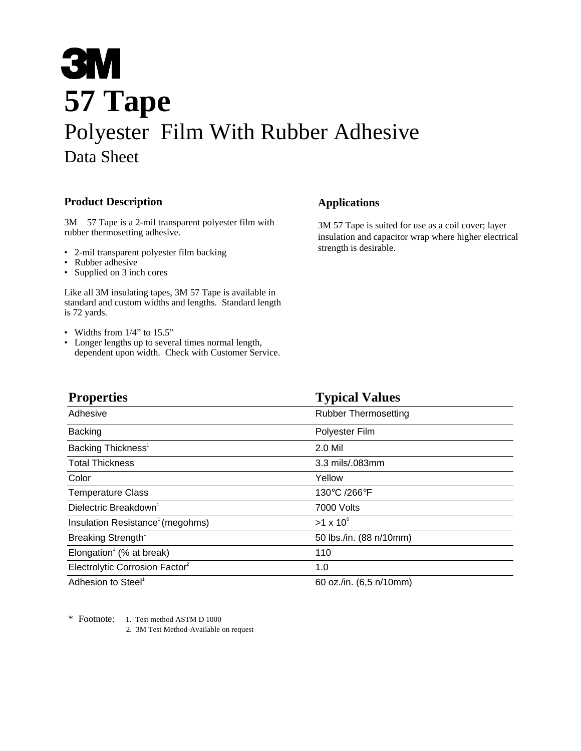# 3M

# 57 Tape

## Polyester Film With Rubber Adhesive

## Data Sheet

### Product Description

3M 57 Tape is a 2-mil transparent polyester film with rubber thermosetting adhesive.

- 2-mil transparent polyester film backing
- Rubber adhesive
- Supplied on 3 inch cores

Like all 3M insulating tapes, 3M 57 Tape is available in standard and custom widths and lengths. Standard length is 72 yards.

- Widths from 1/4" to 15.5"
- Longer lengths up to several times normal length, dependent upon width. Check with Customer Service.

### Applications

3M 57 Tape is suited for use as a coil cover; layer insulation and capacitor wrap where higher electrical strength is desirable.

| Properties | Typical Values |
|---|---|
| Adhesive | Rubber Thermosetting |
| Backing | Polyester Film |
| Backing Thickness[1] | 2.0 Mil |
| Total Thickness | 3.3 mils/.083mm |
| Color | Yellow |
| Temperature Class | 130°C /266°F |
| Dielectric Breakdown[1] | 7000 Volts |
| Insulation Resistance[1] (megohms) | >1 x $10^{6}$ |
| Breaking Strength[1] | 50 lbs./in. (88 n/10mm) |
| Elongation[1] (% at break) | 110 |
| Electrolytic Corrosion Factor[2] | 1.0 |
| Adhesion to Steel[1] | 60 oz./in. (6,5 n/10mm) |

\* Footnote: 1. Test method ASTM D 1000
2. 3M Test Method-Available on request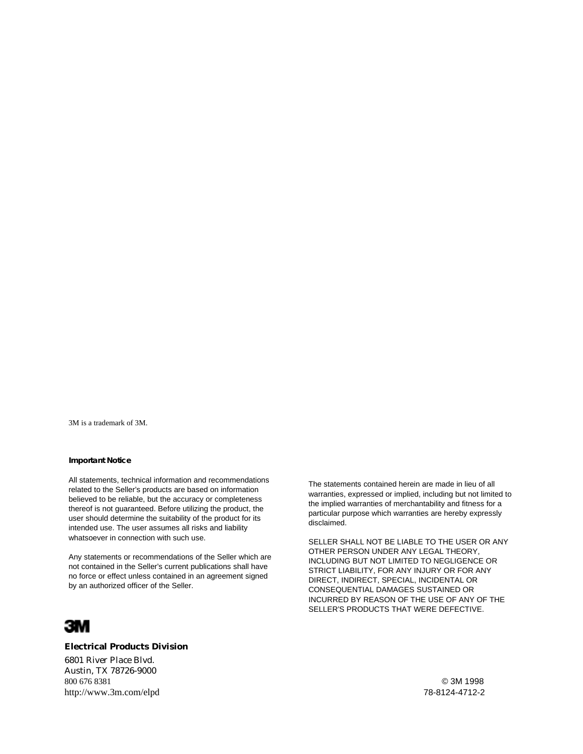3M is a trademark of 3M.

**Important Notice**

All statements, technical information and recommendations related to the Seller's products are based on information believed to be reliable, but the accuracy or completeness thereof is not guaranteed. Before utilizing the product, the user should determine the suitability of the product for its intended use. The user assumes all risks and liability whatsoever in connection with such use.

Any statements or recommendations of the Seller which are not contained in the Seller's current publications shall have no force or effect unless contained in an agreement signed by an authorized officer of the Seller.

The statements contained herein are made in lieu of all warranties, expressed or implied, including but not limited to the implied warranties of merchantability and fitness for a particular purpose which warranties are hereby expressly disclaimed.

SELLER SHALL NOT BE LIABLE TO THE USER OR ANY OTHER PERSON UNDER ANY LEGAL THEORY, INCLUDING BUT NOT LIMITED TO NEGLIGENCE OR STRICT LIABILITY, FOR ANY INJURY OR FOR ANY DIRECT, INDIRECT, SPECIAL, INCIDENTAL OR CONSEQUENTIAL DAMAGES SUSTAINED OR INCURRED BY REASON OF THE USE OF ANY OF THE SELLER'S PRODUCTS THAT WERE DEFECTIVE.

3M

**Electrical Products Division**

6801 River Place Blvd.
Austin, TX 78726-9000
800 676 8381
http://www.3m.com/elpd

© 3M 1998
78-8124-4712-2